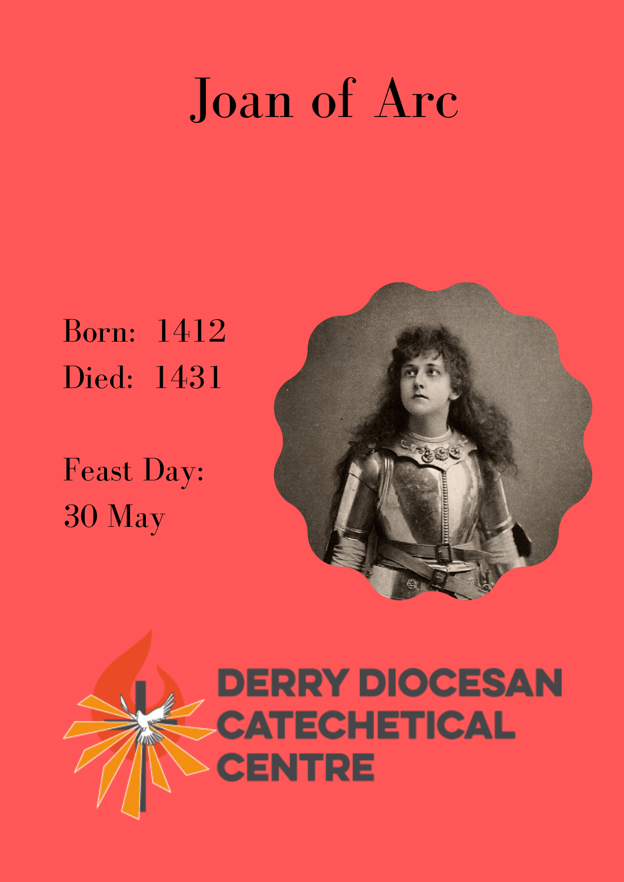# Joan of Arc

Born: 1412

Died: 1431

Feast Day:

30 May

DERRY DIOCESAN CATECHETICAL CENTRE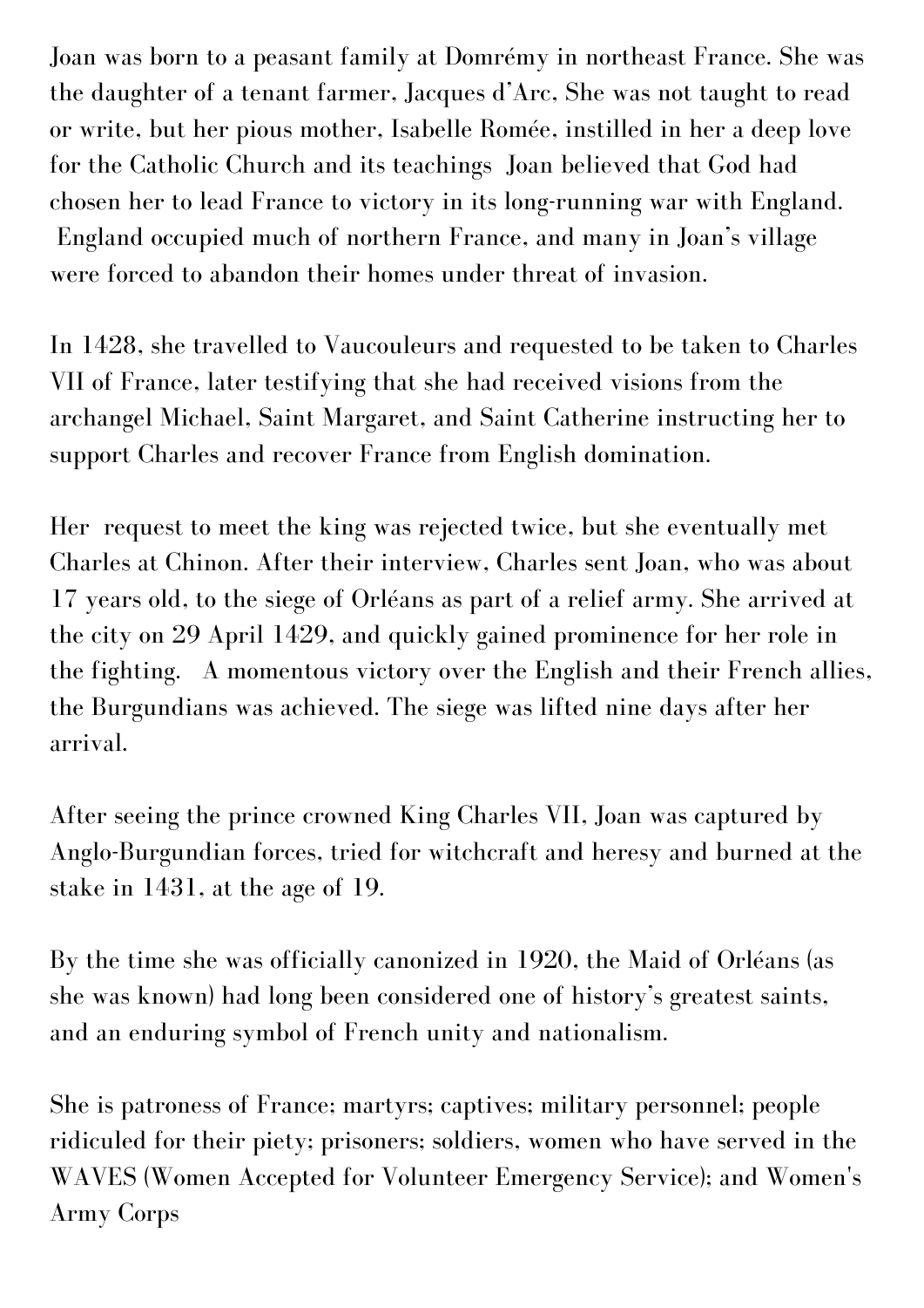Joan was born to a peasant family at Domrémy in northeast France. She was the daughter of a tenant farmer, Jacques d'Arc, She was not taught to read or write, but her pious mother, Isabelle Romée, instilled in her a deep love for the Catholic Church and its teachings Joan believed that God had chosen her to lead France to victory in its long-running war with England. England occupied much of northern France, and many in Joan's village were forced to abandon their homes under threat of invasion.

In 1428, she travelled to Vaucouleurs and requested to be taken to Charles VII of France, later testifying that she had received visions from the archangel Michael, Saint Margaret, and Saint Catherine instructing her to support Charles and recover France from English domination.

Her request to meet the king was rejected twice, but she eventually met Charles at Chinon. After their interview, Charles sent Joan, who was about 17 years old, to the siege of Orléans as part of a relief army. She arrived at the city on 29 April 1429, and quickly gained prominence for her role in the fighting. A momentous victory over the English and their French allies, the Burgundians was achieved. The siege was lifted nine days after her arrival.

After seeing the prince crowned King Charles VII, Joan was captured by Anglo-Burgundian forces, tried for witchcraft and heresy and burned at the stake in 1431, at the age of 19.

By the time she was officially canonized in 1920, the Maid of Orléans (as she was known) had long been considered one of history's greatest saints, and an enduring symbol of French unity and nationalism.

She is patroness of France; martyrs; captives; military personnel; people ridiculed for their piety; prisoners; soldiers, women who have served in the WAVES (Women Accepted for Volunteer Emergency Service); and Women's Army Corps